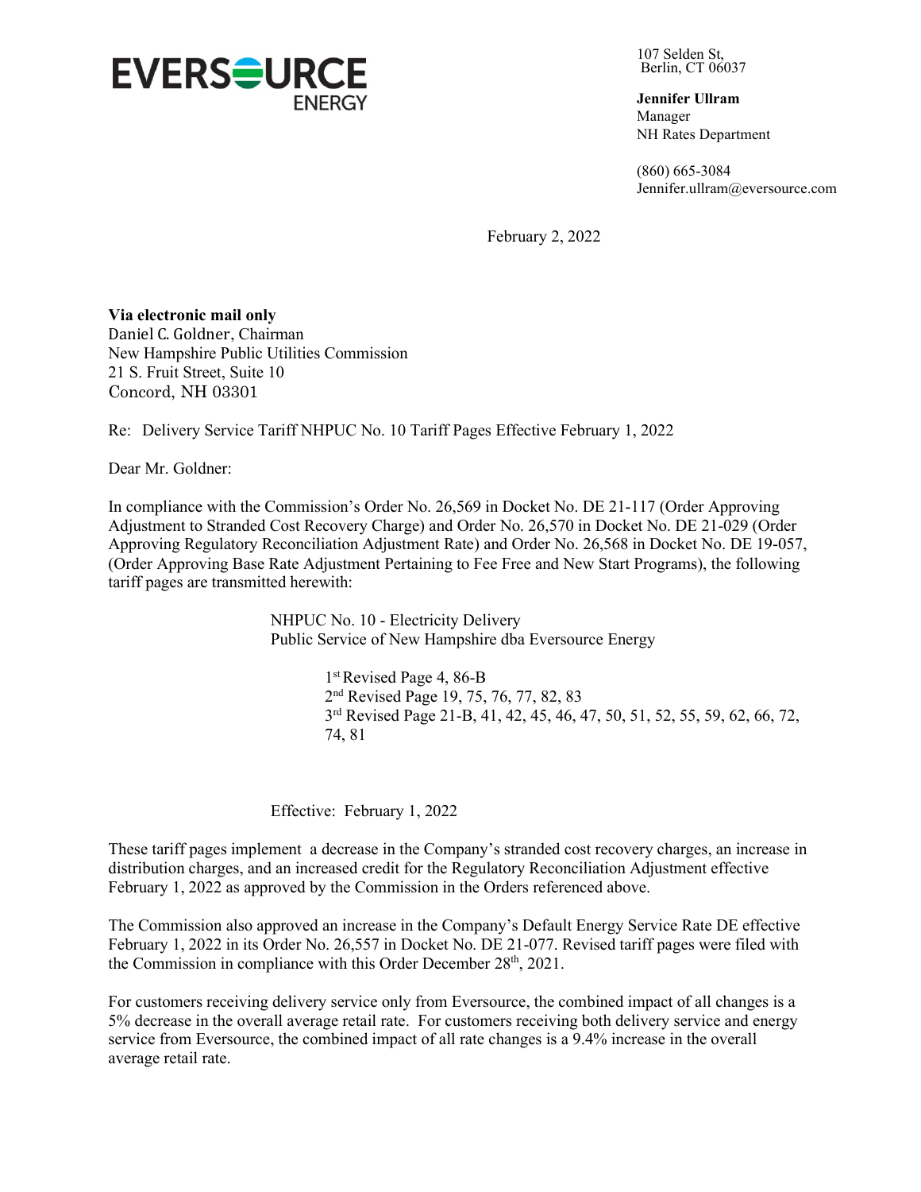EVERSOURCE ENERGY

107 Selden St,
Berlin, CT 06037

**Jennifer Ullram**
Manager
NH Rates Department

(860) 665-3084
Jennifer.ullram@eversource.com

February 2, 2022

**Via electronic mail only**
Daniel C. Goldner, Chairman
New Hampshire Public Utilities Commission
21 S. Fruit Street, Suite 10
Concord, NH 03301

Re: Delivery Service Tariff NHPUC No. 10 Tariff Pages Effective February 1, 2022

Dear Mr. Goldner:

In compliance with the Commission's Order No. 26,569 in Docket No. DE 21-117 (Order Approving Adjustment to Stranded Cost Recovery Charge) and Order No. 26,570 in Docket No. DE 21-029 (Order Approving Regulatory Reconciliation Adjustment Rate) and Order No. 26,568 in Docket No. DE 19-057, (Order Approving Base Rate Adjustment Pertaining to Fee Free and New Start Programs), the following tariff pages are transmitted herewith:

NHPUC No. 10 - Electricity Delivery
Public Service of New Hampshire dba Eversource Energy

1st Revised Page 4, 86-B
2nd Revised Page 19, 75, 76, 77, 82, 83
3rd Revised Page 21-B, 41, 42, 45, 46, 47, 50, 51, 52, 55, 59, 62, 66, 72, 74, 81

Effective: February 1, 2022

These tariff pages implement a decrease in the Company's stranded cost recovery charges, an increase in distribution charges, and an increased credit for the Regulatory Reconciliation Adjustment effective February 1, 2022 as approved by the Commission in the Orders referenced above.

The Commission also approved an increase in the Company's Default Energy Service Rate DE effective February 1, 2022 in its Order No. 26,557 in Docket No. DE 21-077. Revised tariff pages were filed with the Commission in compliance with this Order December 28th, 2021.

For customers receiving delivery service only from Eversource, the combined impact of all changes is a 5% decrease in the overall average retail rate. For customers receiving both delivery service and energy service from Eversource, the combined impact of all rate changes is a 9.4% increase in the overall average retail rate.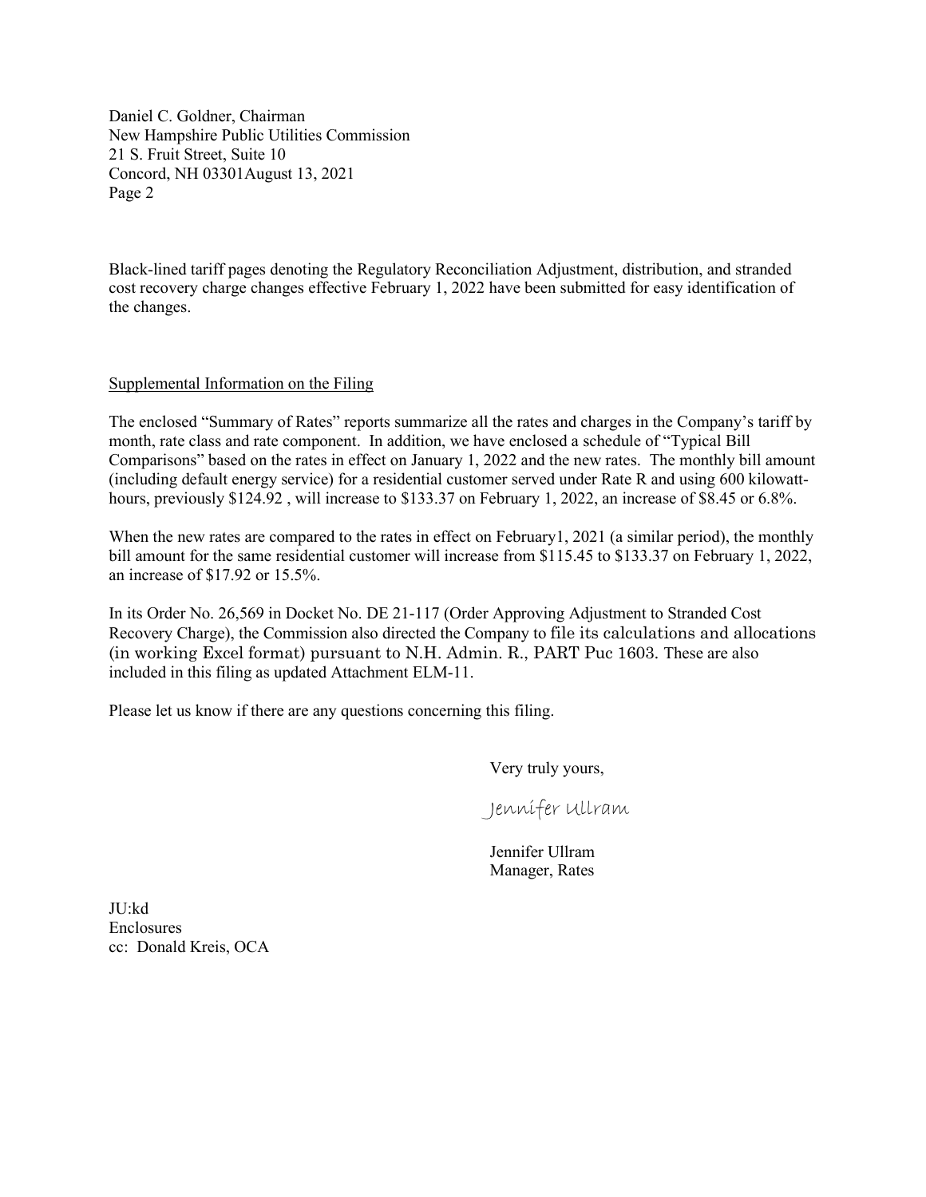Black-lined tariff pages denoting the Regulatory Reconciliation Adjustment, distribution, and stranded cost recovery charge changes effective February 1, 2022 have been submitted for easy identification of the changes.

Supplemental Information on the Filing

The enclosed "Summary of Rates" reports summarize all the rates and charges in the Company's tariff by month, rate class and rate component. In addition, we have enclosed a schedule of "Typical Bill Comparisons" based on the rates in effect on January 1, 2022 and the new rates. The monthly bill amount (including default energy service) for a residential customer served under Rate R and using 600 kilowatt-hours, previously $124.92 , will increase to $133.37 on February 1, 2022, an increase of $8.45 or 6.8%.

When the new rates are compared to the rates in effect on February1, 2021 (a similar period), the monthly bill amount for the same residential customer will increase from $115.45 to $133.37 on February 1, 2022, an increase of $17.92 or 15.5%.

In its Order No. 26,569 in Docket No. DE 21-117 (Order Approving Adjustment to Stranded Cost Recovery Charge), the Commission also directed the Company to file its calculations and allocations (in working Excel format) pursuant to N.H. Admin. R., PART Puc 1603. These are also included in this filing as updated Attachment ELM-11.

Please let us know if there are any questions concerning this filing.

Very truly yours,

*Jennifer Ullram*

Jennifer Ullram
Manager, Rates

JU:kd
Enclosures
cc: Donald Kreis, OCA